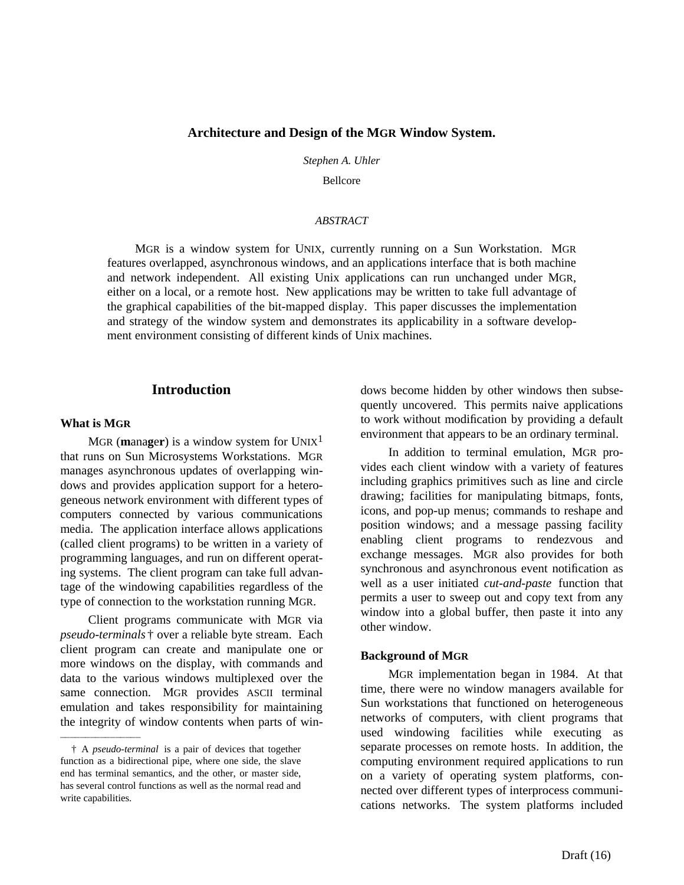# Architecture and Design of the MGR Window System.

*Stephen A. Uhler*

Bellcore

*ABSTRACT*

MGR is a window system for UNIX, currently running on a Sun Workstation. MGR features overlapped, asynchronous windows, and an applications interface that is both machine and network independent. All existing Unix applications can run unchanged under MGR, either on a local, or a remote host. New applications may be written to take full advantage of the graphical capabilities of the bit-mapped display. This paper discusses the implementation and strategy of the window system and demonstrates its applicability in a software development environment consisting of different kinds of Unix machines.

## Introduction

### What is MGR

MGR (**m**ana**ger**) is a window system for UNIX[1] that runs on Sun Microsystems Workstations. MGR manages asynchronous updates of overlapping windows and provides application support for a heterogeneous network environment with different types of computers connected by various communications media. The application interface allows applications (called client programs) to be written in a variety of programming languages, and run on different operating systems. The client program can take full advantage of the windowing capabilities regardless of the type of connection to the workstation running MGR.

Client programs communicate with MGR via *pseudo-terminals*† over a reliable byte stream. Each client program can create and manipulate one or more windows on the display, with commands and data to the various windows multiplexed over the same connection. MGR provides ASCII terminal emulation and takes responsibility for maintaining the integrity of window contents when parts of windows become hidden by other windows then subsequently uncovered. This permits naive applications to work without modification by providing a default environment that appears to be an ordinary terminal.

In addition to terminal emulation, MGR provides each client window with a variety of features including graphics primitives such as line and circle drawing; facilities for manipulating bitmaps, fonts, icons, and pop-up menus; commands to reshape and position windows; and a message passing facility enabling client programs to rendezvous and exchange messages. MGR also provides for both synchronous and asynchronous event notification as well as a user initiated *cut-and-paste* function that permits a user to sweep out and copy text from any window into a global buffer, then paste it into any other window.

### Background of MGR

MGR implementation began in 1984. At that time, there were no window managers available for Sun workstations that functioned on heterogeneous networks of computers, with client programs that used windowing facilities while executing as separate processes on remote hosts. In addition, the computing environment required applications to run on a variety of operating system platforms, connected over different types of interprocess communications networks. The system platforms included

† A *pseudo-terminal* is a pair of devices that together function as a bidirectional pipe, where one side, the slave end has terminal semantics, and the other, or master side, has several control functions as well as the normal read and write capabilities.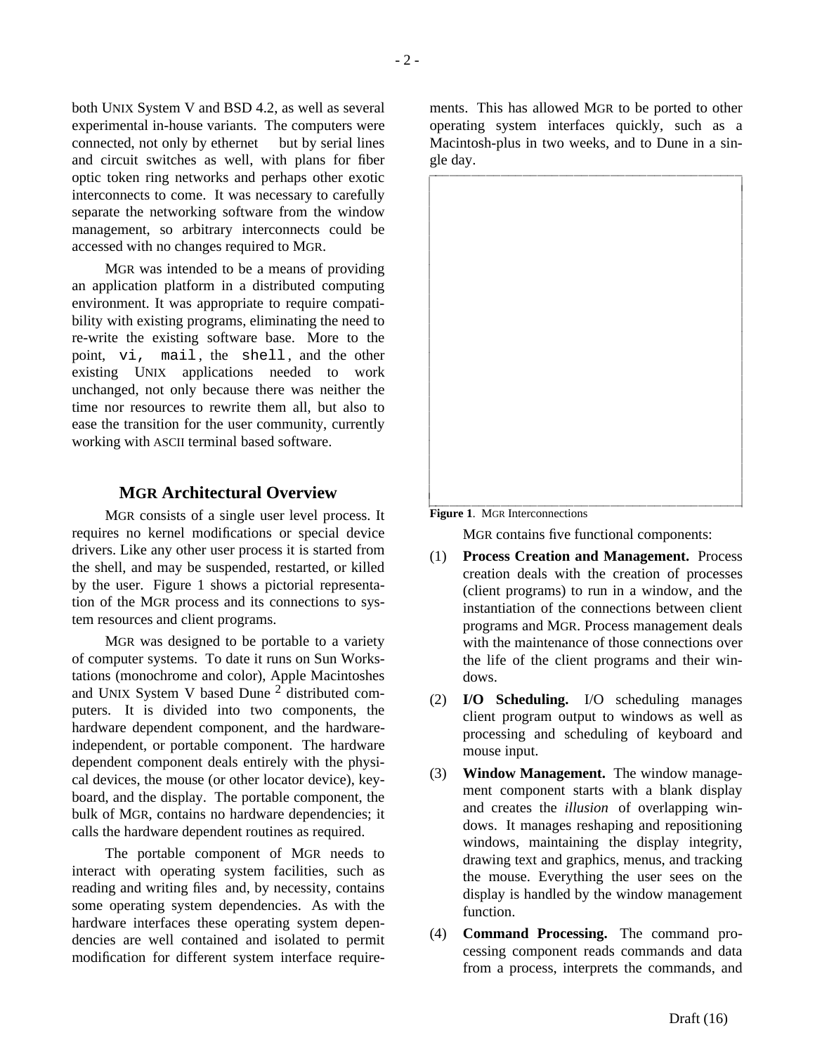both UNIX System V and BSD 4.2, as well as several experimental in-house variants. The computers were connected, not only by ethernet but by serial lines and circuit switches as well, with plans for fiber optic token ring networks and perhaps other exotic interconnects to come. It was necessary to carefully separate the networking software from the window management, so arbitrary interconnects could be accessed with no changes required to MGR.

MGR was intended to be a means of providing an application platform in a distributed computing environment. It was appropriate to require compatibility with existing programs, eliminating the need to re-write the existing software base. More to the point, `vi`, `mail`, the `shell`, and the other existing UNIX applications needed to work unchanged, not only because there was neither the time nor resources to rewrite them all, but also to ease the transition for the user community, currently working with ASCII terminal based software.

## MGR Architectural Overview

MGR consists of a single user level process. It requires no kernel modifications or special device drivers. Like any other user process it is started from the shell, and may be suspended, restarted, or killed by the user. Figure 1 shows a pictorial representation of the MGR process and its connections to system resources and client programs.

MGR was designed to be portable to a variety of computer systems. To date it runs on Sun Workstations (monochrome and color), Apple Macintoshes and UNIX System V based Dune [2] distributed computers. It is divided into two components, the hardware dependent component, and the hardware-independent, or portable component. The hardware dependent component deals entirely with the physical devices, the mouse (or other locator device), keyboard, and the display. The portable component, the bulk of MGR, contains no hardware dependencies; it calls the hardware dependent routines as required.

The portable component of MGR needs to interact with operating system facilities, such as reading and writing files and, by necessity, contains some operating system dependencies. As with the hardware interfaces these operating system dependencies are well contained and isolated to permit modification for different system interface requirements. This has allowed MGR to be ported to other operating system interfaces quickly, such as a Macintosh-plus in two weeks, and to Dune in a single day.

**Figure 1**. MGR Interconnections

MGR contains five functional components:

(1) **Process Creation and Management.** Process creation deals with the creation of processes (client programs) to run in a window, and the instantiation of the connections between client programs and MGR. Process management deals with the maintenance of those connections over the life of the client programs and their windows.

(2) **I/O Scheduling.** I/O scheduling manages client program output to windows as well as processing and scheduling of keyboard and mouse input.

(3) **Window Management.** The window management component starts with a blank display and creates the *illusion* of overlapping windows. It manages reshaping and repositioning windows, maintaining the display integrity, drawing text and graphics, menus, and tracking the mouse. Everything the user sees on the display is handled by the window management function.

(4) **Command Processing.** The command processing component reads commands and data from a process, interprets the commands, and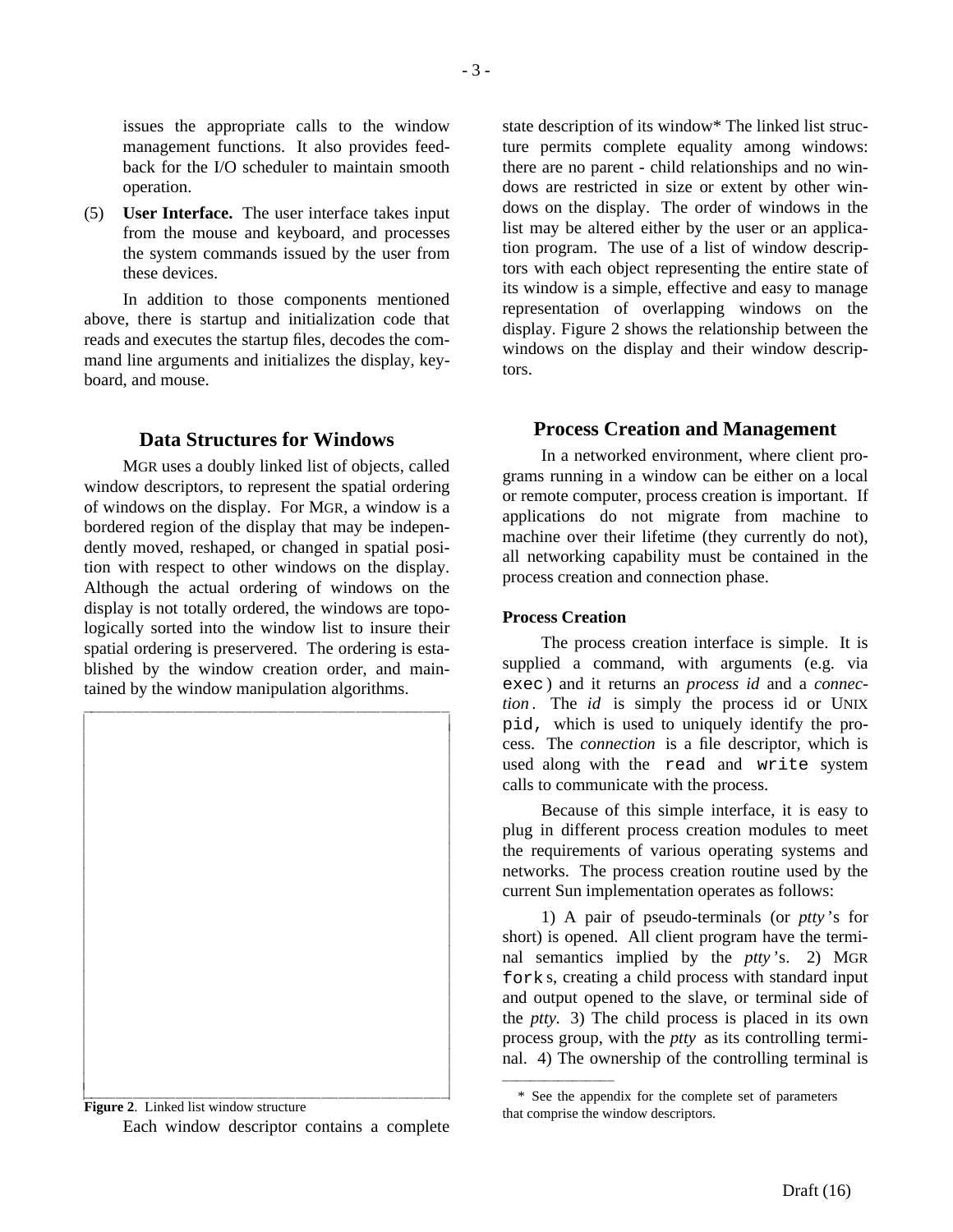issues the appropriate calls to the window management functions. It also provides feedback for the I/O scheduler to maintain smooth operation.

(5) **User Interface.** The user interface takes input from the mouse and keyboard, and processes the system commands issued by the user from these devices.

In addition to those components mentioned above, there is startup and initialization code that reads and executes the startup files, decodes the command line arguments and initializes the display, keyboard, and mouse.

## Data Structures for Windows

MGR uses a doubly linked list of objects, called window descriptors, to represent the spatial ordering of windows on the display. For MGR, a window is a bordered region of the display that may be independently moved, reshaped, or changed in spatial position with respect to other windows on the display. Although the actual ordering of windows on the display is not totally ordered, the windows are topologically sorted into the window list to insure their spatial ordering is preservered. The ordering is established by the window creation order, and maintained by the window manipulation algorithms.

**Figure 2**. Linked list window structure

Each window descriptor contains a complete state description of its window* The linked list structure permits complete equality among windows: there are no parent - child relationships and no windows are restricted in size or extent by other windows on the display. The order of windows in the list may be altered either by the user or an application program. The use of a list of window descriptors with each object representing the entire state of its window is a simple, effective and easy to manage representation of overlapping windows on the display. Figure 2 shows the relationship between the windows on the display and their window descriptors.

## Process Creation and Management

In a networked environment, where client programs running in a window can be either on a local or remote computer, process creation is important. If applications do not migrate from machine to machine over their lifetime (they currently do not), all networking capability must be contained in the process creation and connection phase.

### Process Creation

The process creation interface is simple. It is supplied a command, with arguments (e.g. via `exec`) and it returns an *process id* and a *connection*. The *id* is simply the process id or UNIX `pid,` which is used to uniquely identify the process. The *connection* is a file descriptor, which is used along with the `read` and `write` system calls to communicate with the process.

Because of this simple interface, it is easy to plug in different process creation modules to meet the requirements of various operating systems and networks. The process creation routine used by the current Sun implementation operates as follows:

1) A pair of pseudo-terminals (or *ptty*'s for short) is opened. All client program have the terminal semantics implied by the *ptty*'s. 2) MGR `fork`s, creating a child process with standard input and output opened to the slave, or terminal side of the *ptty.* 3) The child process is placed in its own process group, with the *ptty* as its controlling terminal. 4) The ownership of the controlling terminal is

* See the appendix for the complete set of parameters that comprise the window descriptors.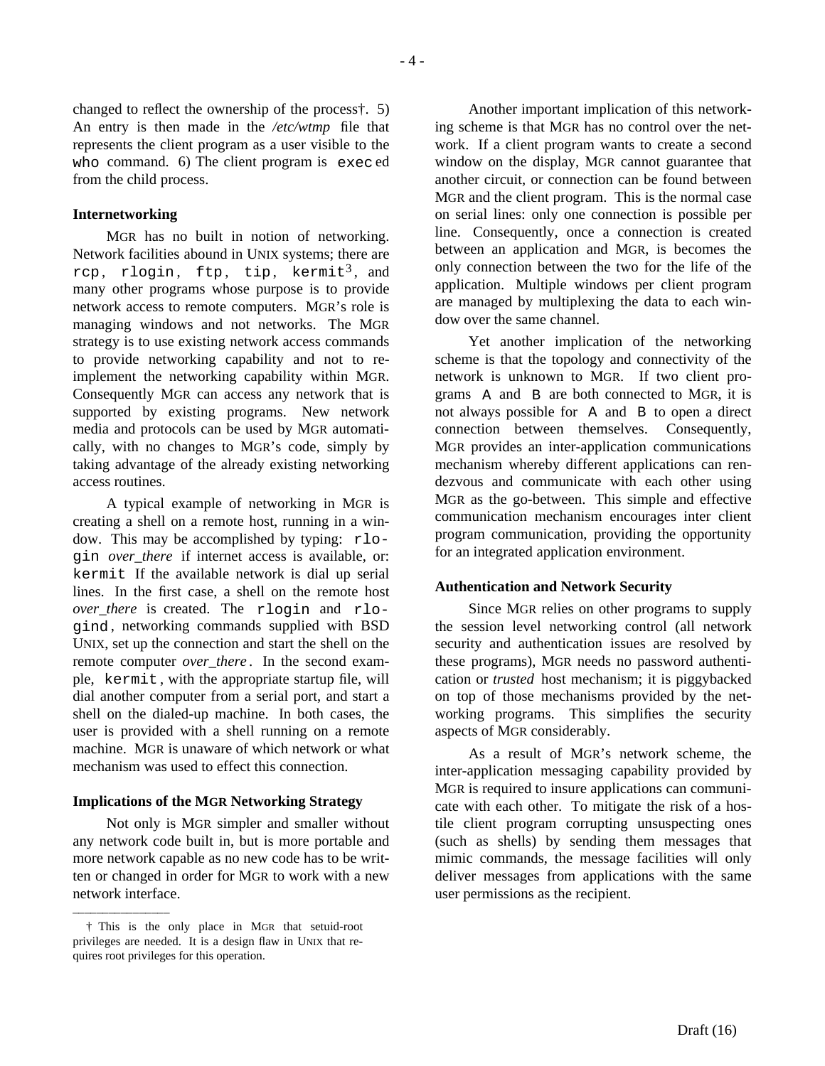changed to reflect the ownership of the process†. 5) An entry is then made in the */etc/wtmp* file that represents the client program as a user visible to the `who` command. 6) The client program is `exec` ed from the child process.

### Internetworking

MGR has no built in notion of networking. Network facilities abound in UNIX systems; there are `rcp`, `rlogin`, `ftp`, `tip`, `kermit`[3], and many other programs whose purpose is to provide network access to remote computers. MGR's role is managing windows and not networks. The MGR strategy is to use existing network access commands to provide networking capability and not to re-implement the networking capability within MGR. Consequently MGR can access any network that is supported by existing programs. New network media and protocols can be used by MGR automatically, with no changes to MGR's code, simply by taking advantage of the already existing networking access routines.

A typical example of networking in MGR is creating a shell on a remote host, running in a window. This may be accomplished by typing: `rlogin` *over_there* if internet access is available, or: `kermit` If the available network is dial up serial lines. In the first case, a shell on the remote host *over_there* is created. The `rlogin` and `rlogind`, networking commands supplied with BSD UNIX, set up the connection and start the shell on the remote computer *over_there*. In the second example, `kermit`, with the appropriate startup file, will dial another computer from a serial port, and start a shell on the dialed-up machine. In both cases, the user is provided with a shell running on a remote machine. MGR is unaware of which network or what mechanism was used to effect this connection.

### Implications of the MGR Networking Strategy

Not only is MGR simpler and smaller without any network code built in, but is more portable and more network capable as no new code has to be written or changed in order for MGR to work with a new network interface.

Another important implication of this networking scheme is that MGR has no control over the network. If a client program wants to create a second window on the display, MGR cannot guarantee that another circuit, or connection can be found between MGR and the client program. This is the normal case on serial lines: only one connection is possible per line. Consequently, once a connection is created between an application and MGR, is becomes the only connection between the two for the life of the application. Multiple windows per client program are managed by multiplexing the data to each window over the same channel.

Yet another implication of the networking scheme is that the topology and connectivity of the network is unknown to MGR. If two client programs `A` and `B` are both connected to MGR, it is not always possible for `A` and `B` to open a direct connection between themselves. Consequently, MGR provides an inter-application communications mechanism whereby different applications can rendezvous and communicate with each other using MGR as the go-between. This simple and effective communication mechanism encourages inter client program communication, providing the opportunity for an integrated application environment.

### Authentication and Network Security

Since MGR relies on other programs to supply the session level networking control (all network security and authentication issues are resolved by these programs), MGR needs no password authentication or *trusted* host mechanism; it is piggybacked on top of those mechanisms provided by the networking programs. This simplifies the security aspects of MGR considerably.

As a result of MGR's network scheme, the inter-application messaging capability provided by MGR is required to insure applications can communicate with each other. To mitigate the risk of a hostile client program corrupting unsuspecting ones (such as shells) by sending them messages that mimic commands, the message facilities will only deliver messages from applications with the same user permissions as the recipient.

---

† This is the only place in MGR that setuid-root privileges are needed. It is a design flaw in UNIX that requires root privileges for this operation.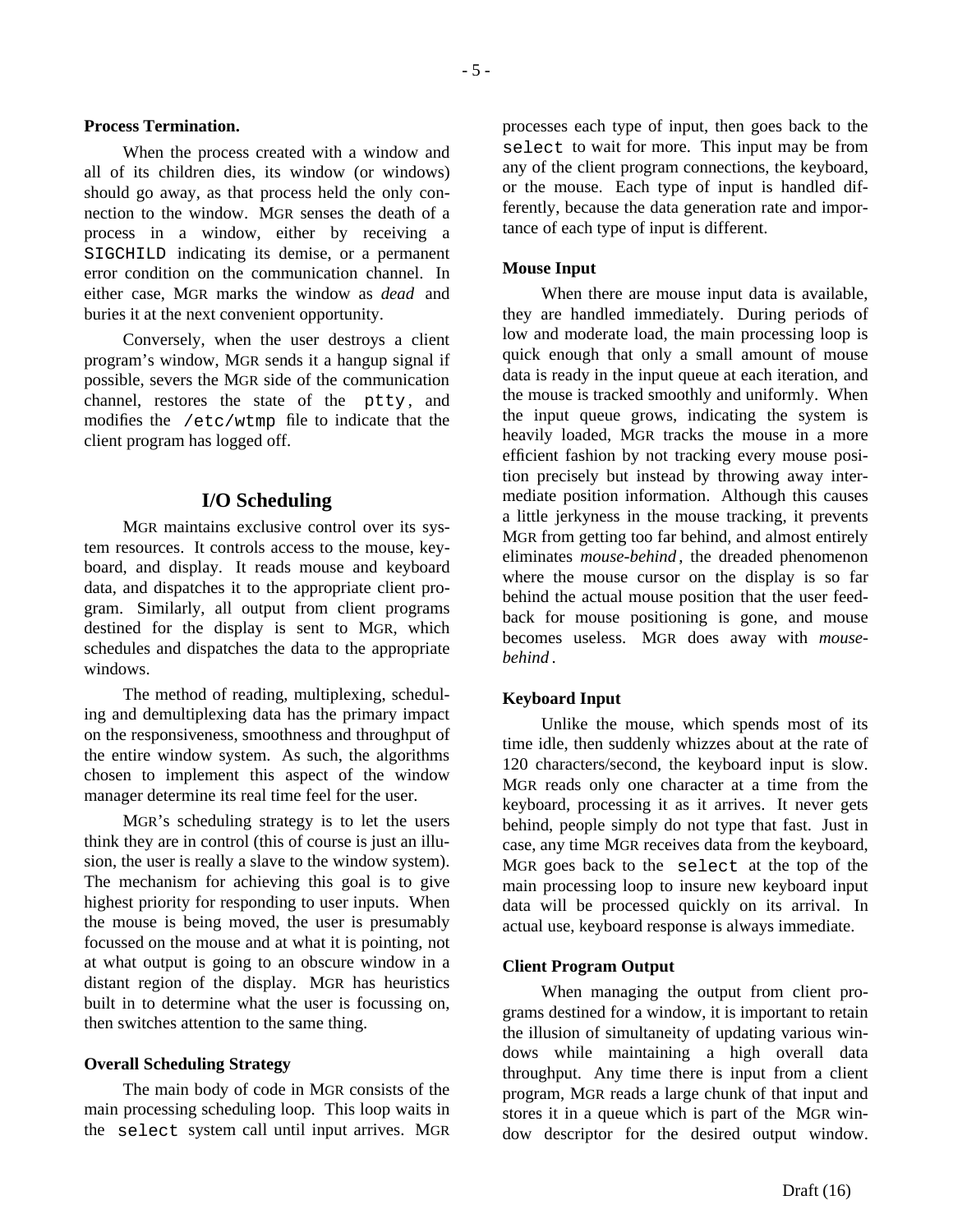**Process Termination.**

When the process created with a window and all of its children dies, its window (or windows) should go away, as that process held the only connection to the window. MGR senses the death of a process in a window, either by receiving a `SIGCHILD` indicating its demise, or a permanent error condition on the communication channel. In either case, MGR marks the window as *dead* and buries it at the next convenient opportunity.

Conversely, when the user destroys a client program's window, MGR sends it a hangup signal if possible, severs the MGR side of the communication channel, restores the state of the `ptty`, and modifies the `/etc/wtmp` file to indicate that the client program has logged off.

## I/O Scheduling

MGR maintains exclusive control over its system resources. It controls access to the mouse, keyboard, and display. It reads mouse and keyboard data, and dispatches it to the appropriate client program. Similarly, all output from client programs destined for the display is sent to MGR, which schedules and dispatches the data to the appropriate windows.

The method of reading, multiplexing, scheduling and demultiplexing data has the primary impact on the responsiveness, smoothness and throughput of the entire window system. As such, the algorithms chosen to implement this aspect of the window manager determine its real time feel for the user.

MGR's scheduling strategy is to let the users think they are in control (this of course is just an illusion, the user is really a slave to the window system). The mechanism for achieving this goal is to give highest priority for responding to user inputs. When the mouse is being moved, the user is presumably focussed on the mouse and at what it is pointing, not at what output is going to an obscure window in a distant region of the display. MGR has heuristics built in to determine what the user is focussing on, then switches attention to the same thing.

**Overall Scheduling Strategy**

The main body of code in MGR consists of the main processing scheduling loop. This loop waits in the `select` system call until input arrives. MGR processes each type of input, then goes back to the `select` to wait for more. This input may be from any of the client program connections, the keyboard, or the mouse. Each type of input is handled differently, because the data generation rate and importance of each type of input is different.

**Mouse Input**

When there are mouse input data is available, they are handled immediately. During periods of low and moderate load, the main processing loop is quick enough that only a small amount of mouse data is ready in the input queue at each iteration, and the mouse is tracked smoothly and uniformly. When the input queue grows, indicating the system is heavily loaded, MGR tracks the mouse in a more efficient fashion by not tracking every mouse position precisely but instead by throwing away intermediate position information. Although this causes a little jerkyness in the mouse tracking, it prevents MGR from getting too far behind, and almost entirely eliminates *mouse-behind*, the dreaded phenomenon where the mouse cursor on the display is so far behind the actual mouse position that the user feedback for mouse positioning is gone, and mouse becomes useless. MGR does away with *mouse-behind*.

**Keyboard Input**

Unlike the mouse, which spends most of its time idle, then suddenly whizzes about at the rate of 120 characters/second, the keyboard input is slow. MGR reads only one character at a time from the keyboard, processing it as it arrives. It never gets behind, people simply do not type that fast. Just in case, any time MGR receives data from the keyboard, MGR goes back to the `select` at the top of the main processing loop to insure new keyboard input data will be processed quickly on its arrival. In actual use, keyboard response is always immediate.

**Client Program Output**

When managing the output from client programs destined for a window, it is important to retain the illusion of simultaneity of updating various windows while maintaining a high overall data throughput. Any time there is input from a client program, MGR reads a large chunk of that input and stores it in a queue which is part of the MGR window descriptor for the desired output window.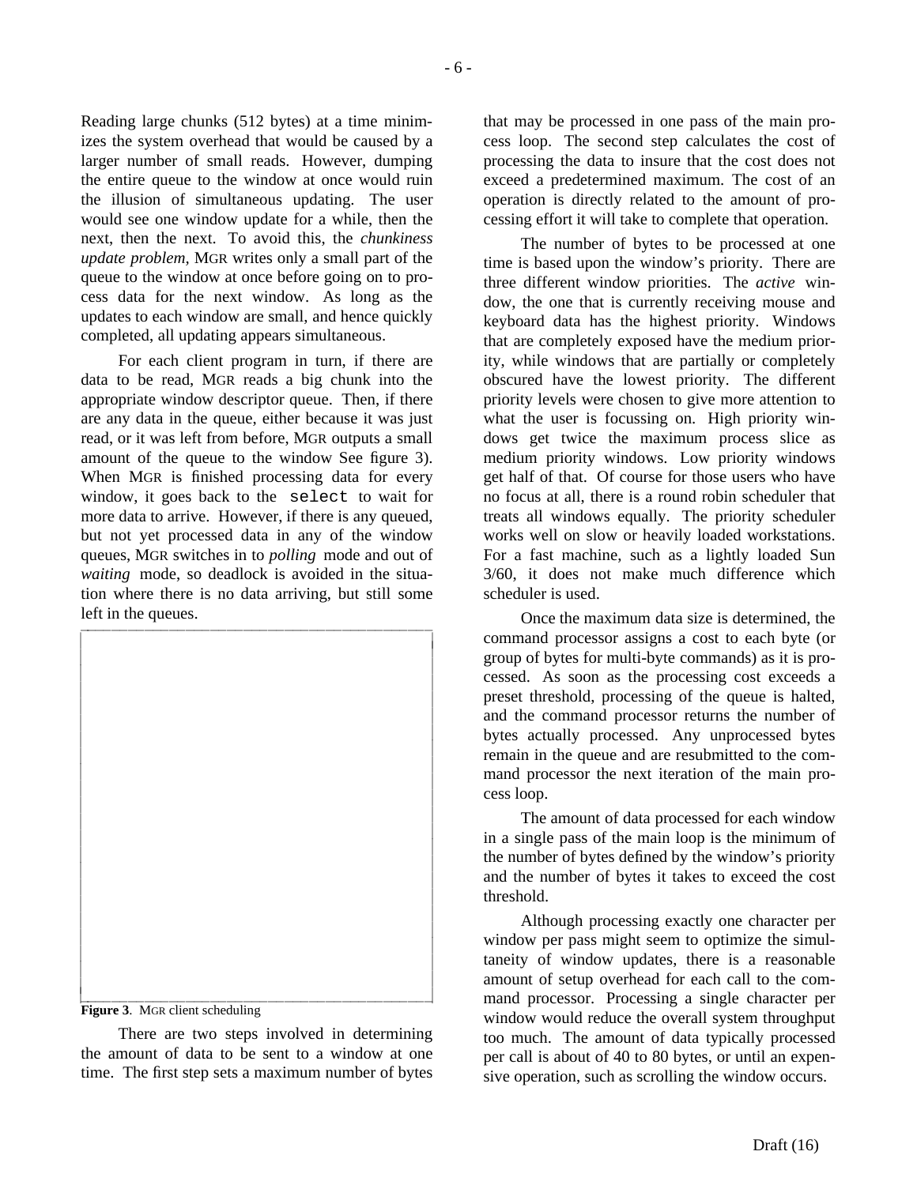Reading large chunks (512 bytes) at a time minimizes the system overhead that would be caused by a larger number of small reads. However, dumping the entire queue to the window at once would ruin the illusion of simultaneous updating. The user would see one window update for a while, then the next, then the next. To avoid this, the *chunkiness update problem*, MGR writes only a small part of the queue to the window at once before going on to process data for the next window. As long as the updates to each window are small, and hence quickly completed, all updating appears simultaneous.

For each client program in turn, if there are data to be read, MGR reads a big chunk into the appropriate window descriptor queue. Then, if there are any data in the queue, either because it was just read, or it was left from before, MGR outputs a small amount of the queue to the window See figure 3). When MGR is finished processing data for every window, it goes back to the `select` to wait for more data to arrive. However, if there is any queued, but not yet processed data in any of the window queues, MGR switches in to *polling* mode and out of *waiting* mode, so deadlock is avoided in the situation where there is no data arriving, but still some left in the queues.

**Figure 3**. MGR client scheduling

There are two steps involved in determining the amount of data to be sent to a window at one time. The first step sets a maximum number of bytes that may be processed in one pass of the main process loop. The second step calculates the cost of processing the data to insure that the cost does not exceed a predetermined maximum. The cost of an operation is directly related to the amount of processing effort it will take to complete that operation.

The number of bytes to be processed at one time is based upon the window's priority. There are three different window priorities. The *active* window, the one that is currently receiving mouse and keyboard data has the highest priority. Windows that are completely exposed have the medium priority, while windows that are partially or completely obscured have the lowest priority. The different priority levels were chosen to give more attention to what the user is focussing on. High priority windows get twice the maximum process slice as medium priority windows. Low priority windows get half of that. Of course for those users who have no focus at all, there is a round robin scheduler that treats all windows equally. The priority scheduler works well on slow or heavily loaded workstations. For a fast machine, such as a lightly loaded Sun 3/60, it does not make much difference which scheduler is used.

Once the maximum data size is determined, the command processor assigns a cost to each byte (or group of bytes for multi-byte commands) as it is processed. As soon as the processing cost exceeds a preset threshold, processing of the queue is halted, and the command processor returns the number of bytes actually processed. Any unprocessed bytes remain in the queue and are resubmitted to the command processor the next iteration of the main process loop.

The amount of data processed for each window in a single pass of the main loop is the minimum of the number of bytes defined by the window's priority and the number of bytes it takes to exceed the cost threshold.

Although processing exactly one character per window per pass might seem to optimize the simultaneity of window updates, there is a reasonable amount of setup overhead for each call to the command processor. Processing a single character per window would reduce the overall system throughput too much. The amount of data typically processed per call is about of 40 to 80 bytes, or until an expensive operation, such as scrolling the window occurs.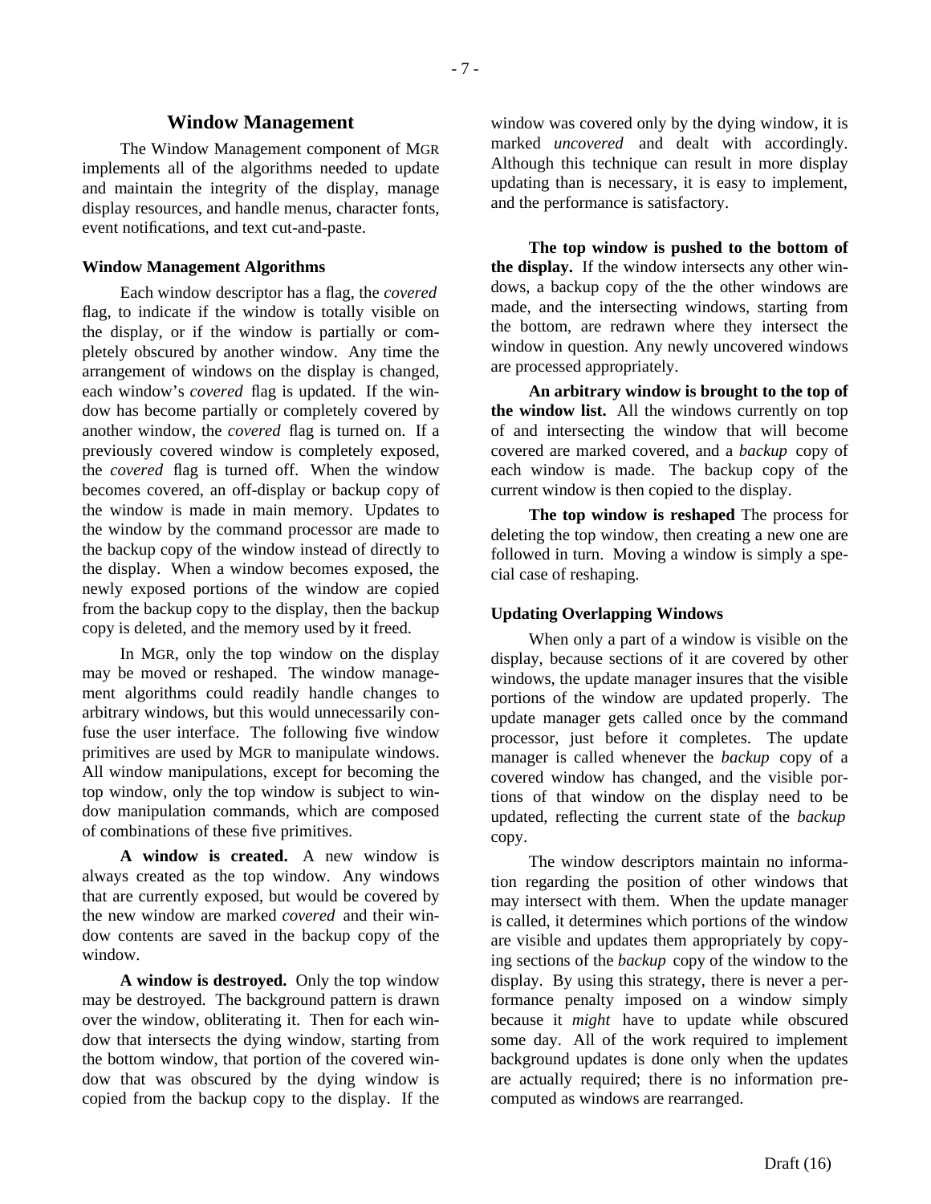## Window Management

The Window Management component of MGR implements all of the algorithms needed to update and maintain the integrity of the display, manage display resources, and handle menus, character fonts, event notifications, and text cut-and-paste.

### Window Management Algorithms

Each window descriptor has a flag, the *covered* flag, to indicate if the window is totally visible on the display, or if the window is partially or completely obscured by another window. Any time the arrangement of windows on the display is changed, each window's *covered* flag is updated. If the window has become partially or completely covered by another window, the *covered* flag is turned on. If a previously covered window is completely exposed, the *covered* flag is turned off. When the window becomes covered, an off-display or backup copy of the window is made in main memory. Updates to the window by the command processor are made to the backup copy of the window instead of directly to the display. When a window becomes exposed, the newly exposed portions of the window are copied from the backup copy to the display, then the backup copy is deleted, and the memory used by it freed.

In MGR, only the top window on the display may be moved or reshaped. The window management algorithms could readily handle changes to arbitrary windows, but this would unnecessarily confuse the user interface. The following five window primitives are used by MGR to manipulate windows. All window manipulations, except for becoming the top window, only the top window is subject to window manipulation commands, which are composed of combinations of these five primitives.

**A window is created.** A new window is always created as the top window. Any windows that are currently exposed, but would be covered by the new window are marked *covered* and their window contents are saved in the backup copy of the window.

**A window is destroyed.** Only the top window may be destroyed. The background pattern is drawn over the window, obliterating it. Then for each window that intersects the dying window, starting from the bottom window, that portion of the covered window that was obscured by the dying window is copied from the backup copy to the display. If the window was covered only by the dying window, it is marked *uncovered* and dealt with accordingly. Although this technique can result in more display updating than is necessary, it is easy to implement, and the performance is satisfactory.

**The top window is pushed to the bottom of the display.** If the window intersects any other windows, a backup copy of the the other windows are made, and the intersecting windows, starting from the bottom, are redrawn where they intersect the window in question. Any newly uncovered windows are processed appropriately.

**An arbitrary window is brought to the top of the window list.** All the windows currently on top of and intersecting the window that will become covered are marked covered, and a *backup* copy of each window is made. The backup copy of the current window is then copied to the display.

**The top window is reshaped** The process for deleting the top window, then creating a new one are followed in turn. Moving a window is simply a special case of reshaping.

### Updating Overlapping Windows

When only a part of a window is visible on the display, because sections of it are covered by other windows, the update manager insures that the visible portions of the window are updated properly. The update manager gets called once by the command processor, just before it completes. The update manager is called whenever the *backup* copy of a covered window has changed, and the visible portions of that window on the display need to be updated, reflecting the current state of the *backup* copy.

The window descriptors maintain no information regarding the position of other windows that may intersect with them. When the update manager is called, it determines which portions of the window are visible and updates them appropriately by copying sections of the *backup* copy of the window to the display. By using this strategy, there is never a performance penalty imposed on a window simply because it *might* have to update while obscured some day. All of the work required to implement background updates is done only when the updates are actually required; there is no information precomputed as windows are rearranged.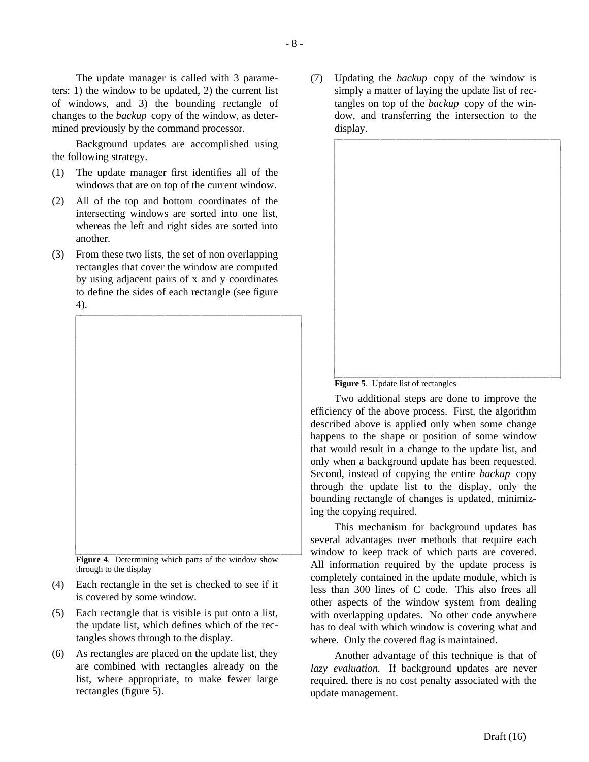The update manager is called with 3 parameters: 1) the window to be updated, 2) the current list of windows, and 3) the bounding rectangle of changes to the *backup* copy of the window, as determined previously by the command processor.

Background updates are accomplished using the following strategy.

(1) The update manager first identifies all of the windows that are on top of the current window.

(2) All of the top and bottom coordinates of the intersecting windows are sorted into one list, whereas the left and right sides are sorted into another.

(3) From these two lists, the set of non overlapping rectangles that cover the window are computed by using adjacent pairs of x and y coordinates to define the sides of each rectangle (see figure 4).

**Figure 4**. Determining which parts of the window show through to the display

(4) Each rectangle in the set is checked to see if it is covered by some window.

(5) Each rectangle that is visible is put onto a list, the update list, which defines which of the rectangles shows through to the display.

(6) As rectangles are placed on the update list, they are combined with rectangles already on the list, where appropriate, to make fewer large rectangles (figure 5).

(7) Updating the *backup* copy of the window is simply a matter of laying the update list of rectangles on top of the *backup* copy of the window, and transferring the intersection to the display.

**Figure 5**. Update list of rectangles

Two additional steps are done to improve the efficiency of the above process. First, the algorithm described above is applied only when some change happens to the shape or position of some window that would result in a change to the update list, and only when a background update has been requested. Second, instead of copying the entire *backup* copy through the update list to the display, only the bounding rectangle of changes is updated, minimizing the copying required.

This mechanism for background updates has several advantages over methods that require each window to keep track of which parts are covered. All information required by the update process is completely contained in the update module, which is less than 300 lines of C code. This also frees all other aspects of the window system from dealing with overlapping updates. No other code anywhere has to deal with which window is covering what and where. Only the covered flag is maintained.

Another advantage of this technique is that of *lazy evaluation.* If background updates are never required, there is no cost penalty associated with the update management.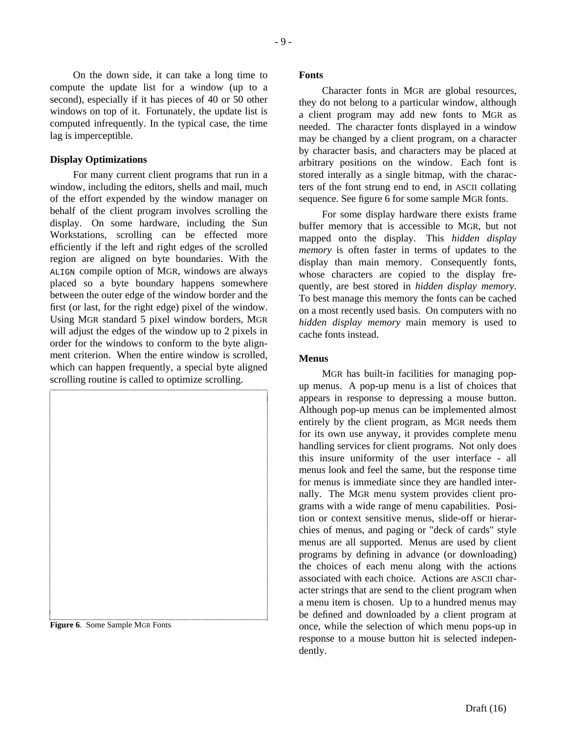On the down side, it can take a long time to compute the update list for a window (up to a second), especially if it has pieces of 40 or 50 other windows on top of it. Fortunately, the update list is computed infrequently. In the typical case, the time lag is imperceptible.

**Display Optimizations**

For many current client programs that run in a window, including the editors, shells and mail, much of the effort expended by the window manager on behalf of the client program involves scrolling the display. On some hardware, including the Sun Workstations, scrolling can be effected more efficiently if the left and right edges of the scrolled region are aligned on byte boundaries. With the `ALIGN` compile option of MGR, windows are always placed so a byte boundary happens somewhere between the outer edge of the window border and the first (or last, for the right edge) pixel of the window. Using MGR standard 5 pixel window borders, MGR will adjust the edges of the window up to 2 pixels in order for the windows to conform to the byte alignment criterion. When the entire window is scrolled, which can happen frequently, a special byte aligned scrolling routine is called to optimize scrolling.

**Figure 6**. Some Sample MGR Fonts

**Fonts**

Character fonts in MGR are global resources, they do not belong to a particular window, although a client program may add new fonts to MGR as needed. The character fonts displayed in a window may be changed by a client program, on a character by character basis, and characters may be placed at arbitrary positions on the window. Each font is stored interally as a single bitmap, with the characters of the font strung end to end, in ASCII collating sequence. See figure 6 for some sample MGR fonts.

For some display hardware there exists frame buffer memory that is accessible to MGR, but not mapped onto the display. This *hidden display memory* is often faster in terms of updates to the display than main memory. Consequently fonts, whose characters are copied to the display frequently, are best stored in *hidden display memory.* To best manage this memory the fonts can be cached on a most recently used basis. On computers with no *hidden display memory* main memory is used to cache fonts instead.

**Menus**

MGR has built-in facilities for managing pop-up menus. A pop-up menu is a list of choices that appears in response to depressing a mouse button. Although pop-up menus can be implemented almost entirely by the client program, as MGR needs them for its own use anyway, it provides complete menu handling services for client programs. Not only does this insure uniformity of the user interface - all menus look and feel the same, but the response time for menus is immediate since they are handled internally. The MGR menu system provides client programs with a wide range of menu capabilities. Position or context sensitive menus, slide-off or hierarchies of menus, and paging or "deck of cards" style menus are all supported. Menus are used by client programs by defining in advance (or downloading) the choices of each menu along with the actions associated with each choice. Actions are ASCII character strings that are send to the client program when a menu item is chosen. Up to a hundred menus may be defined and downloaded by a client program at once, while the selection of which menu pops-up in response to a mouse button hit is selected independently.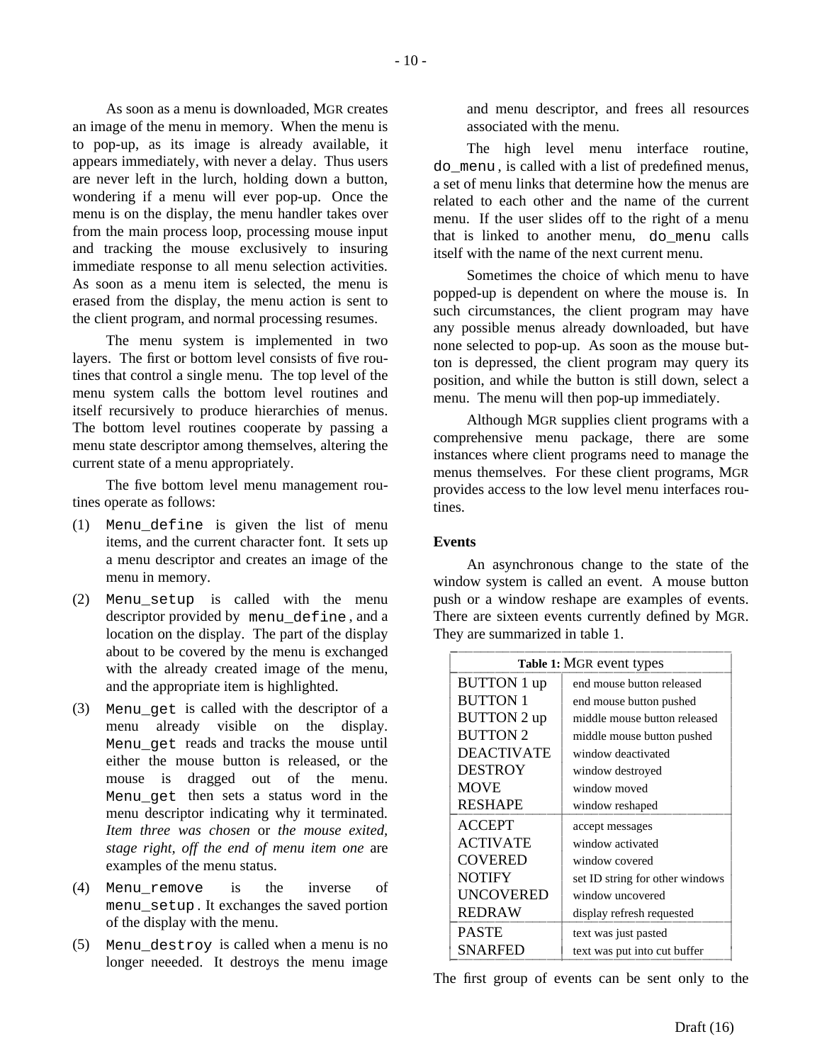As soon as a menu is downloaded, MGR creates an image of the menu in memory. When the menu is to pop-up, as its image is already available, it appears immediately, with never a delay. Thus users are never left in the lurch, holding down a button, wondering if a menu will ever pop-up. Once the menu is on the display, the menu handler takes over from the main process loop, processing mouse input and tracking the mouse exclusively to insuring immediate response to all menu selection activities. As soon as a menu item is selected, the menu is erased from the display, the menu action is sent to the client program, and normal processing resumes.

The menu system is implemented in two layers. The first or bottom level consists of five routines that control a single menu. The top level of the menu system calls the bottom level routines and itself recursively to produce hierarchies of menus. The bottom level routines cooperate by passing a menu state descriptor among themselves, altering the current state of a menu appropriately.

The five bottom level menu management routines operate as follows:

(1) `Menu_define` is given the list of menu items, and the current character font. It sets up a menu descriptor and creates an image of the menu in memory.

(2) `Menu_setup` is called with the menu descriptor provided by `menu_define`, and a location on the display. The part of the display about to be covered by the menu is exchanged with the already created image of the menu, and the appropriate item is highlighted.

(3) `Menu_get` is called with the descriptor of a menu already visible on the display. `Menu_get` reads and tracks the mouse until either the mouse button is released, or the mouse is dragged out of the menu. `Menu_get` then sets a status word in the menu descriptor indicating why it terminated. *Item three was chosen* or *the mouse exited, stage right, off the end of menu item one* are examples of the menu status.

(4) `Menu_remove` is the inverse of `menu_setup`. It exchanges the saved portion of the display with the menu.

(5) `Menu_destroy` is called when a menu is no longer neeeded. It destroys the menu image and menu descriptor, and frees all resources associated with the menu.

The high level menu interface routine, `do_menu`, is called with a list of predefined menus, a set of menu links that determine how the menus are related to each other and the name of the current menu. If the user slides off to the right of a menu that is linked to another menu, `do_menu` calls itself with the name of the next current menu.

Sometimes the choice of which menu to have popped-up is dependent on where the mouse is. In such circumstances, the client program may have any possible menus already downloaded, but have none selected to pop-up. As soon as the mouse button is depressed, the client program may query its position, and while the button is still down, select a menu. The menu will then pop-up immediately.

Although MGR supplies client programs with a comprehensive menu package, there are some instances where client programs need to manage the menus themselves. For these client programs, MGR provides access to the low level menu interfaces routines.

**Events**

An asynchronous change to the state of the window system is called an event. A mouse button push or a window reshape are examples of events. There are sixteen events currently defined by MGR. They are summarized in table 1.

**Table 1:** MGR event types

| Event | Description |
|---|---|
| BUTTON 1 up | end mouse button released |
| BUTTON 1 | end mouse button pushed |
| BUTTON 2 up | middle mouse button released |
| BUTTON 2 | middle mouse button pushed |
| DEACTIVATE | window deactivated |
| DESTROY | window destroyed |
| MOVE | window moved |
| RESHAPE | window reshaped |
| ACCEPT | accept messages |
| ACTIVATE | window activated |
| COVERED | window covered |
| NOTIFY | set ID string for other windows |
| UNCOVERED | window uncovered |
| REDRAW | display refresh requested |
| PASTE | text was just pasted |
| SNARFED | text was put into cut buffer |

The first group of events can be sent only to the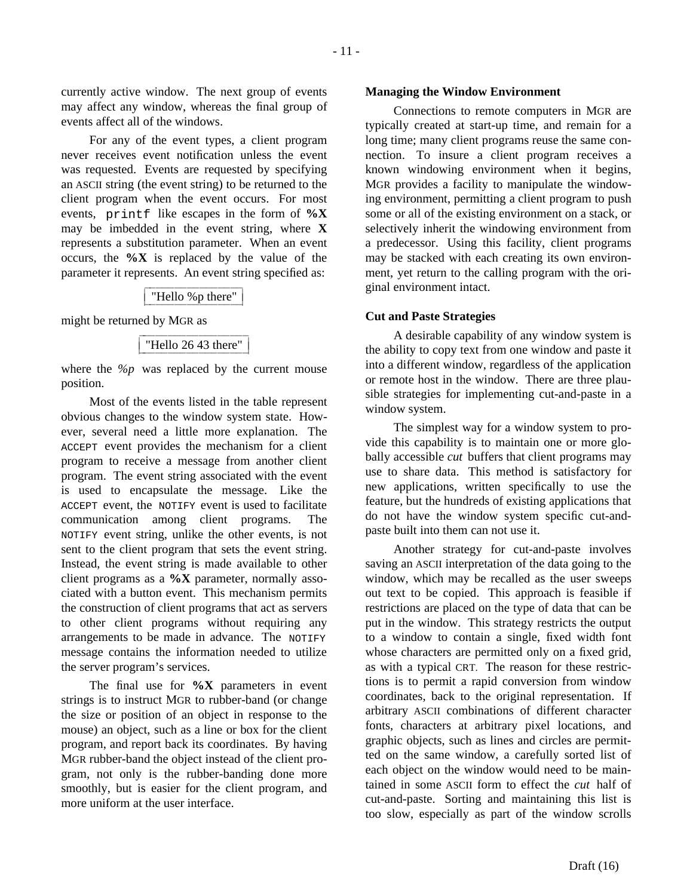currently active window. The next group of events may affect any window, whereas the final group of events affect all of the windows.

For any of the event types, a client program never receives event notification unless the event was requested. Events are requested by specifying an ASCII string (the event string) to be returned to the client program when the event occurs. For most events, `printf` like escapes in the form of **%X** may be imbedded in the event string, where **X** represents a substitution parameter. When an event occurs, the **%X** is replaced by the value of the parameter it represents. An event string specified as:

```
"Hello %p there"
```

might be returned by MGR as

```
"Hello 26 43 there"
```

where the *%p* was replaced by the current mouse position.

Most of the events listed in the table represent obvious changes to the window system state. However, several need a little more explanation. The ACCEPT event provides the mechanism for a client program to receive a message from another client program. The event string associated with the event is used to encapsulate the message. Like the ACCEPT event, the NOTIFY event is used to facilitate communication among client programs. The NOTIFY event string, unlike the other events, is not sent to the client program that sets the event string. Instead, the event string is made available to other client programs as a **%X** parameter, normally associated with a button event. This mechanism permits the construction of client programs that act as servers to other client programs without requiring any arrangements to be made in advance. The NOTIFY message contains the information needed to utilize the server program's services.

The final use for **%X** parameters in event strings is to instruct MGR to rubber-band (or change the size or position of an object in response to the mouse) an object, such as a line or box for the client program, and report back its coordinates. By having MGR rubber-band the object instead of the client program, not only is the rubber-banding done more smoothly, but is easier for the client program, and more uniform at the user interface.

### Managing the Window Environment

Connections to remote computers in MGR are typically created at start-up time, and remain for a long time; many client programs reuse the same connection. To insure a client program receives a known windowing environment when it begins, MGR provides a facility to manipulate the windowing environment, permitting a client program to push some or all of the existing environment on a stack, or selectively inherit the windowing environment from a predecessor. Using this facility, client programs may be stacked with each creating its own environment, yet return to the calling program with the original environment intact.

### Cut and Paste Strategies

A desirable capability of any window system is the ability to copy text from one window and paste it into a different window, regardless of the application or remote host in the window. There are three plausible strategies for implementing cut-and-paste in a window system.

The simplest way for a window system to provide this capability is to maintain one or more globally accessible *cut* buffers that client programs may use to share data. This method is satisfactory for new applications, written specifically to use the feature, but the hundreds of existing applications that do not have the window system specific cut-and-paste built into them can not use it.

Another strategy for cut-and-paste involves saving an ASCII interpretation of the data going to the window, which may be recalled as the user sweeps out text to be copied. This approach is feasible if restrictions are placed on the type of data that can be put in the window. This strategy restricts the output to a window to contain a single, fixed width font whose characters are permitted only on a fixed grid, as with a typical CRT. The reason for these restrictions is to permit a rapid conversion from window coordinates, back to the original representation. If arbitrary ASCII combinations of different character fonts, characters at arbitrary pixel locations, and graphic objects, such as lines and circles are permitted on the same window, a carefully sorted list of each object on the window would need to be maintained in some ASCII form to effect the *cut* half of cut-and-paste. Sorting and maintaining this list is too slow, especially as part of the window scrolls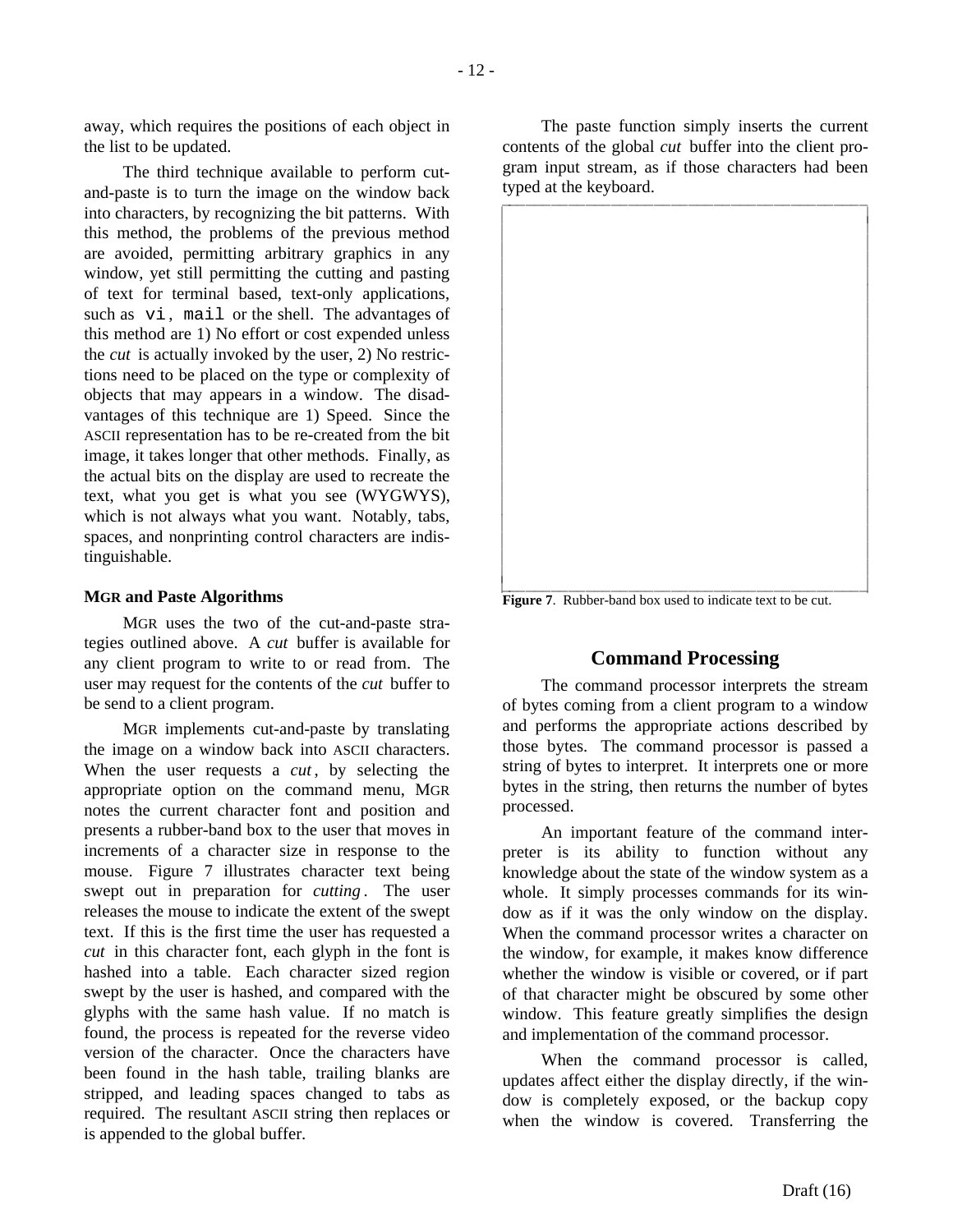away, which requires the positions of each object in the list to be updated.

The third technique available to perform cut-and-paste is to turn the image on the window back into characters, by recognizing the bit patterns. With this method, the problems of the previous method are avoided, permitting arbitrary graphics in any window, yet still permitting the cutting and pasting of text for terminal based, text-only applications, such as `vi`, `mail` or the shell. The advantages of this method are 1) No effort or cost expended unless the *cut* is actually invoked by the user, 2) No restrictions need to be placed on the type or complexity of objects that may appears in a window. The disadvantages of this technique are 1) Speed. Since the ASCII representation has to be re-created from the bit image, it takes longer that other methods. Finally, as the actual bits on the display are used to recreate the text, what you get is what you see (WYGWYS), which is not always what you want. Notably, tabs, spaces, and nonprinting control characters are indistinguishable.

### MGR and Paste Algorithms

MGR uses the two of the cut-and-paste strategies outlined above. A *cut* buffer is available for any client program to write to or read from. The user may request for the contents of the *cut* buffer to be send to a client program.

MGR implements cut-and-paste by translating the image on a window back into ASCII characters. When the user requests a *cut*, by selecting the appropriate option on the command menu, MGR notes the current character font and position and presents a rubber-band box to the user that moves in increments of a character size in response to the mouse. Figure 7 illustrates character text being swept out in preparation for *cutting*. The user releases the mouse to indicate the extent of the swept text. If this is the first time the user has requested a *cut* in this character font, each glyph in the font is hashed into a table. Each character sized region swept by the user is hashed, and compared with the glyphs with the same hash value. If no match is found, the process is repeated for the reverse video version of the character. Once the characters have been found in the hash table, trailing blanks are stripped, and leading spaces changed to tabs as required. The resultant ASCII string then replaces or is appended to the global buffer.

The paste function simply inserts the current contents of the global *cut* buffer into the client program input stream, as if those characters had been typed at the keyboard.

**Figure 7**. Rubber-band box used to indicate text to be cut.

## Command Processing

The command processor interprets the stream of bytes coming from a client program to a window and performs the appropriate actions described by those bytes. The command processor is passed a string of bytes to interpret. It interprets one or more bytes in the string, then returns the number of bytes processed.

An important feature of the command interpreter is its ability to function without any knowledge about the state of the window system as a whole. It simply processes commands for its window as if it was the only window on the display. When the command processor writes a character on the window, for example, it makes know difference whether the window is visible or covered, or if part of that character might be obscured by some other window. This feature greatly simplifies the design and implementation of the command processor.

When the command processor is called, updates affect either the display directly, if the window is completely exposed, or the backup copy when the window is covered. Transferring the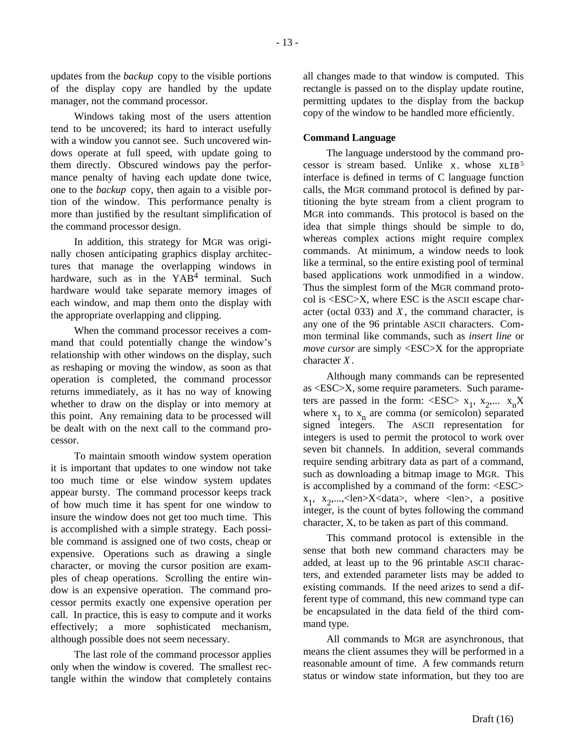updates from the *backup* copy to the visible portions of the display copy are handled by the update manager, not the command processor.

Windows taking most of the users attention tend to be uncovered; its hard to interact usefully with a window you cannot see. Such uncovered windows operate at full speed, with update going to them directly. Obscured windows pay the performance penalty of having each update done twice, one to the *backup* copy, then again to a visible portion of the window. This performance penalty is more than justified by the resultant simplification of the command processor design.

In addition, this strategy for MGR was originally chosen anticipating graphics display architectures that manage the overlapping windows in hardware, such as in the YAB[4] terminal. Such hardware would take separate memory images of each window, and map them onto the display with the appropriate overlapping and clipping.

When the command processor receives a command that could potentially change the window's relationship with other windows on the display, such as reshaping or moving the window, as soon as that operation is completed, the command processor returns immediately, as it has no way of knowing whether to draw on the display or into memory at this point. Any remaining data to be processed will be dealt with on the next call to the command processor.

To maintain smooth window system operation it is important that updates to one window not take too much time or else window system updates appear bursty. The command processor keeps track of how much time it has spent for one window to insure the window does not get too much time. This is accomplished with a simple strategy. Each possible command is assigned one of two costs, cheap or expensive. Operations such as drawing a single character, or moving the cursor position are examples of cheap operations. Scrolling the entire window is an expensive operation. The command processor permits exactly one expensive operation per call. In practice, this is easy to compute and it works effectively; a more sophisticated mechanism, although possible does not seem necessary.

The last role of the command processor applies only when the window is covered. The smallest rectangle within the window that completely contains all changes made to that window is computed. This rectangle is passed on to the display update routine, permitting updates to the display from the backup copy of the window to be handled more efficiently.

**Command Language**

The language understood by the command processor is stream based. Unlike `X`, whose `XLIB`[5] interface is defined in terms of C language function calls, the MGR command protocol is defined by partitioning the byte stream from a client program to MGR into commands. This protocol is based on the idea that simple things should be simple to do, whereas complex actions might require complex commands. At minimum, a window needs to look like a terminal, so the entire existing pool of terminal based applications work unmodified in a window. Thus the simplest form of the MGR command protocol is <ESC>X, where ESC is the ASCII escape character (octal 033) and *X*, the command character, is any one of the 96 printable ASCII characters. Common terminal like commands, such as *insert line* or *move cursor* are simply <ESC>X for the appropriate character *X*.

Although many commands can be represented as <ESC>X, some require parameters. Such parameters are passed in the form: <ESC> $x_1$, $x_2$,... $x_n$X where $x_1$ to $x_n$ are comma (or semicolon) separated signed integers. The ASCII representation for integers is used to permit the protocol to work over seven bit channels. In addition, several commands require sending arbitrary data as part of a command, such as downloading a bitmap image to MGR. This is accomplished by a command of the form: <ESC> $x_1$, $x_2$,...,<len>X<data>, where <len>, a positive integer, is the count of bytes following the command character, X, to be taken as part of this command.

This command protocol is extensible in the sense that both new command characters may be added, at least up to the 96 printable ASCII characters, and extended parameter lists may be added to existing commands. If the need arizes to send a different type of command, this new command type can be encapsulated in the data field of the third command type.

All commands to MGR are asynchronous, that means the client assumes they will be performed in a reasonable amount of time. A few commands return status or window state information, but they too are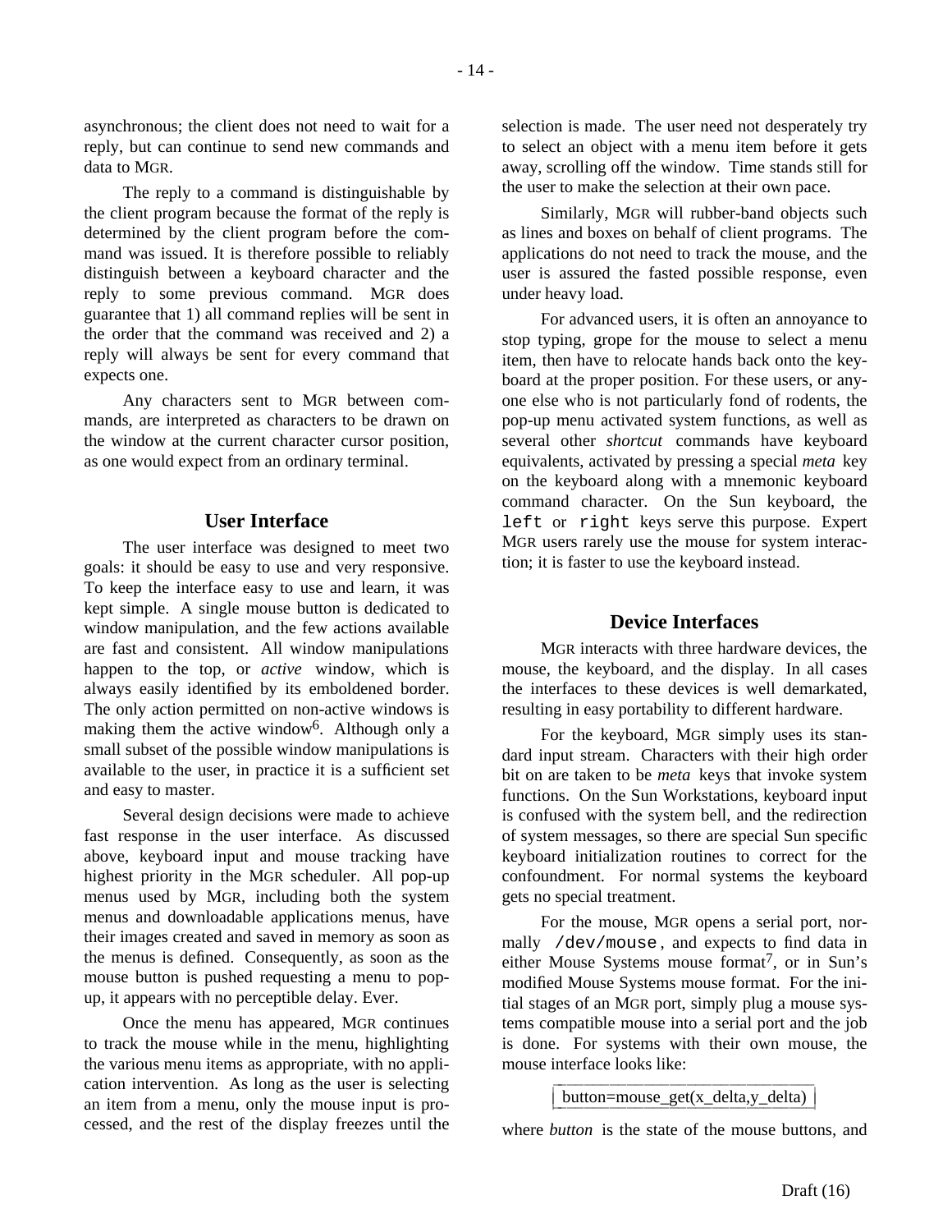asynchronous; the client does not need to wait for a reply, but can continue to send new commands and data to MGR.

The reply to a command is distinguishable by the client program because the format of the reply is determined by the client program before the command was issued. It is therefore possible to reliably distinguish between a keyboard character and the reply to some previous command. MGR does guarantee that 1) all command replies will be sent in the order that the command was received and 2) a reply will always be sent for every command that expects one.

Any characters sent to MGR between commands, are interpreted as characters to be drawn on the window at the current character cursor position, as one would expect from an ordinary terminal.

## User Interface

The user interface was designed to meet two goals: it should be easy to use and very responsive. To keep the interface easy to use and learn, it was kept simple. A single mouse button is dedicated to window manipulation, and the few actions available are fast and consistent. All window manipulations happen to the top, or *active* window, which is always easily identified by its emboldened border. The only action permitted on non-active windows is making them the active window[6]. Although only a small subset of the possible window manipulations is available to the user, in practice it is a sufficient set and easy to master.

Several design decisions were made to achieve fast response in the user interface. As discussed above, keyboard input and mouse tracking have highest priority in the MGR scheduler. All pop-up menus used by MGR, including both the system menus and downloadable applications menus, have their images created and saved in memory as soon as the menus is defined. Consequently, as soon as the mouse button is pushed requesting a menu to pop-up, it appears with no perceptible delay. Ever.

Once the menu has appeared, MGR continues to track the mouse while in the menu, highlighting the various menu items as appropriate, with no application intervention. As long as the user is selecting an item from a menu, only the mouse input is processed, and the rest of the display freezes until the selection is made. The user need not desperately try to select an object with a menu item before it gets away, scrolling off the window. Time stands still for the user to make the selection at their own pace.

Similarly, MGR will rubber-band objects such as lines and boxes on behalf of client programs. The applications do not need to track the mouse, and the user is assured the fasted possible response, even under heavy load.

For advanced users, it is often an annoyance to stop typing, grope for the mouse to select a menu item, then have to relocate hands back onto the keyboard at the proper position. For these users, or anyone else who is not particularly fond of rodents, the pop-up menu activated system functions, as well as several other *shortcut* commands have keyboard equivalents, activated by pressing a special *meta* key on the keyboard along with a mnemonic keyboard command character. On the Sun keyboard, the `left` or `right` keys serve this purpose. Expert MGR users rarely use the mouse for system interaction; it is faster to use the keyboard instead.

## Device Interfaces

MGR interacts with three hardware devices, the mouse, the keyboard, and the display. In all cases the interfaces to these devices is well demarkated, resulting in easy portability to different hardware.

For the keyboard, MGR simply uses its standard input stream. Characters with their high order bit on are taken to be *meta* keys that invoke system functions. On the Sun Workstations, keyboard input is confused with the system bell, and the redirection of system messages, so there are special Sun specific keyboard initialization routines to correct for the confoundment. For normal systems the keyboard gets no special treatment.

For the mouse, MGR opens a serial port, normally `/dev/mouse`, and expects to find data in either Mouse Systems mouse format[7], or in Sun's modified Mouse Systems mouse format. For the initial stages of an MGR port, simply plug a mouse systems compatible mouse into a serial port and the job is done. For systems with their own mouse, the mouse interface looks like:

```
button=mouse_get(x_delta,y_delta)
```

where *button* is the state of the mouse buttons, and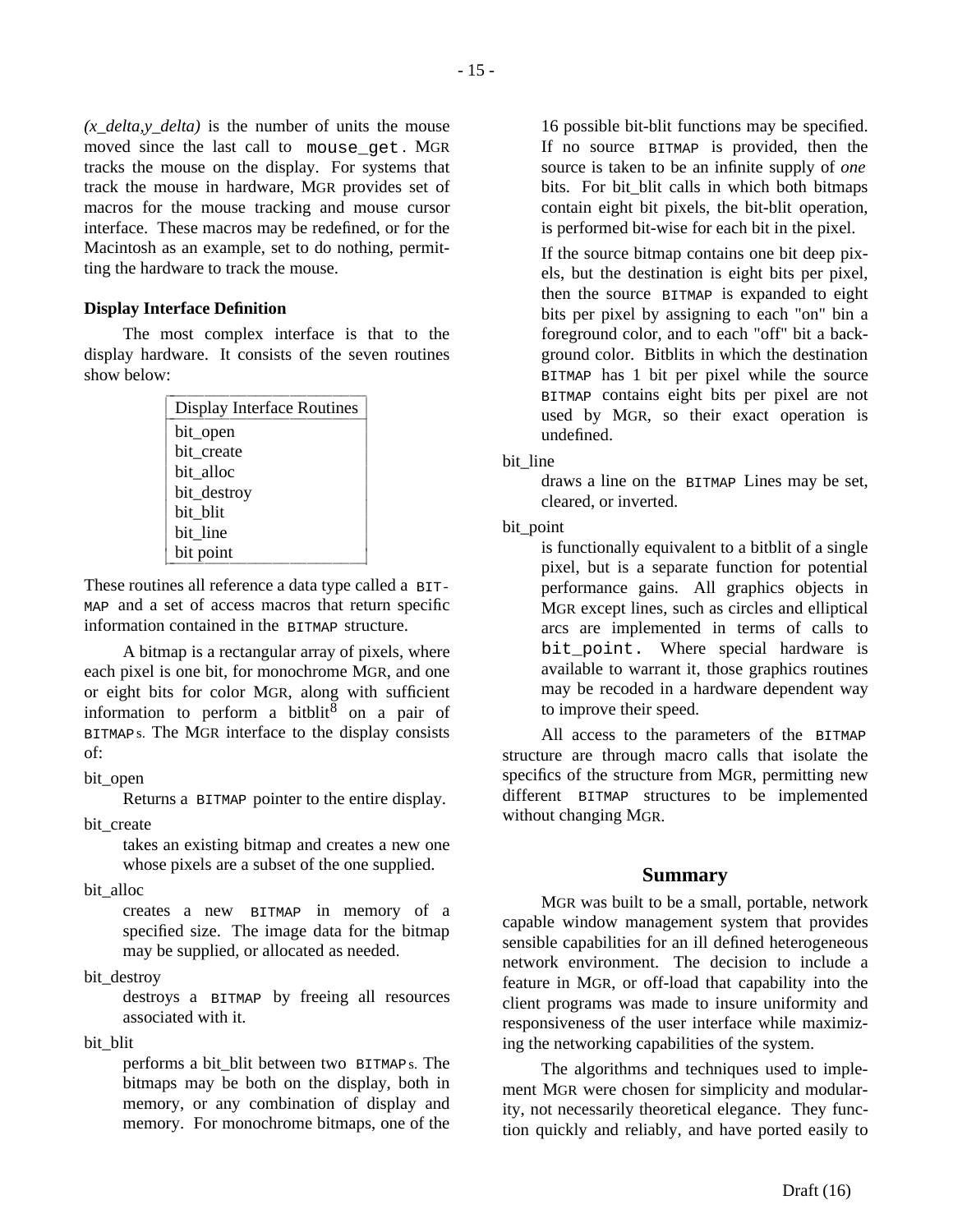*(x_delta,y_delta)* is the number of units the mouse moved since the last call to `mouse_get`. MGR tracks the mouse on the display. For systems that track the mouse in hardware, MGR provides set of macros for the mouse tracking and mouse cursor interface. These macros may be redefined, or for the Macintosh as an example, set to do nothing, permitting the hardware to track the mouse.

**Display Interface Definition**

The most complex interface is that to the display hardware. It consists of the seven routines show below:

| Display Interface Routines |
|---|
| bit_open |
| bit_create |
| bit_alloc |
| bit_destroy |
| bit_blit |
| bit_line |
| bit point |

These routines all reference a data type called a BITMAP and a set of access macros that return specific information contained in the BITMAP structure.

A bitmap is a rectangular array of pixels, where each pixel is one bit, for monochrome MGR, and one or eight bits for color MGR, along with sufficient information to perform a bitblit[8] on a pair of BITMAPs. The MGR interface to the display consists of:

bit_open
: Returns a BITMAP pointer to the entire display.

bit_create
: takes an existing bitmap and creates a new one whose pixels are a subset of the one supplied.

bit_alloc
: creates a new BITMAP in memory of a specified size. The image data for the bitmap may be supplied, or allocated as needed.

bit_destroy
: destroys a BITMAP by freeing all resources associated with it.

bit_blit
: performs a bit_blit between two BITMAPs. The bitmaps may be both on the display, both in memory, or any combination of display and memory. For monochrome bitmaps, one of the 16 possible bit-blit functions may be specified. If no source BITMAP is provided, then the source is taken to be an infinite supply of *one* bits. For bit_blit calls in which both bitmaps contain eight bit pixels, the bit-blit operation, is performed bit-wise for each bit in the pixel.

  If the source bitmap contains one bit deep pixels, but the destination is eight bits per pixel, then the source BITMAP is expanded to eight bits per pixel by assigning to each "on" bin a foreground color, and to each "off" bit a background color. Bitblits in which the destination BITMAP has 1 bit per pixel while the source BITMAP contains eight bits per pixel are not used by MGR, so their exact operation is undefined.

bit_line
: draws a line on the BITMAP Lines may be set, cleared, or inverted.

bit_point
: is functionally equivalent to a bitblit of a single pixel, but is a separate function for potential performance gains. All graphics objects in MGR except lines, such as circles and elliptical arcs are implemented in terms of calls to `bit_point`. Where special hardware is available to warrant it, those graphics routines may be recoded in a hardware dependent way to improve their speed.

All access to the parameters of the BITMAP structure are through macro calls that isolate the specifics of the structure from MGR, permitting new different BITMAP structures to be implemented without changing MGR.

## Summary

MGR was built to be a small, portable, network capable window management system that provides sensible capabilities for an ill defined heterogeneous network environment. The decision to include a feature in MGR, or off-load that capability into the client programs was made to insure uniformity and responsiveness of the user interface while maximizing the networking capabilities of the system.

The algorithms and techniques used to implement MGR were chosen for simplicity and modularity, not necessarily theoretical elegance. They function quickly and reliably, and have ported easily to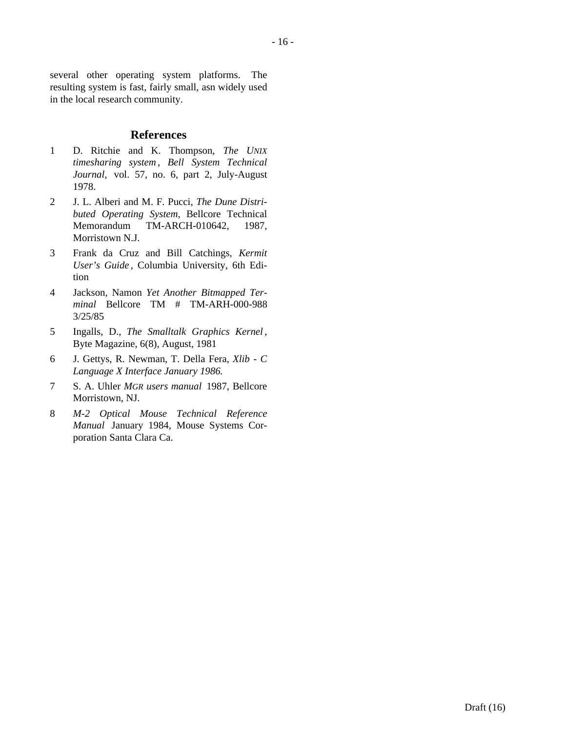several other operating system platforms. The resulting system is fast, fairly small, asn widely used in the local research community.

## References

1. D. Ritchie and K. Thompson, *The UNIX timesharing system*, *Bell System Technical Journal,* vol. 57, no. 6, part 2, July-August 1978.
2. J. L. Alberi and M. F. Pucci, *The Dune Distributed Operating System*, Bellcore Technical Memorandum TM-ARCH-010642, 1987, Morristown N.J.
3. Frank da Cruz and Bill Catchings, *Kermit User's Guide*, Columbia University, 6th Edition
4. Jackson, Namon *Yet Another Bitmapped Terminal* Bellcore TM # TM-ARH-000-988 3/25/85
5. Ingalls, D., *The Smalltalk Graphics Kernel*, Byte Magazine, 6(8), August, 1981
6. J. Gettys, R. Newman, T. Della Fera, *Xlib - C Language X Interface January 1986.*
7. S. A. Uhler *MGR users manual* 1987, Bellcore Morristown, NJ.
8. *M-2 Optical Mouse Technical Reference Manual* January 1984, Mouse Systems Corporation Santa Clara Ca.